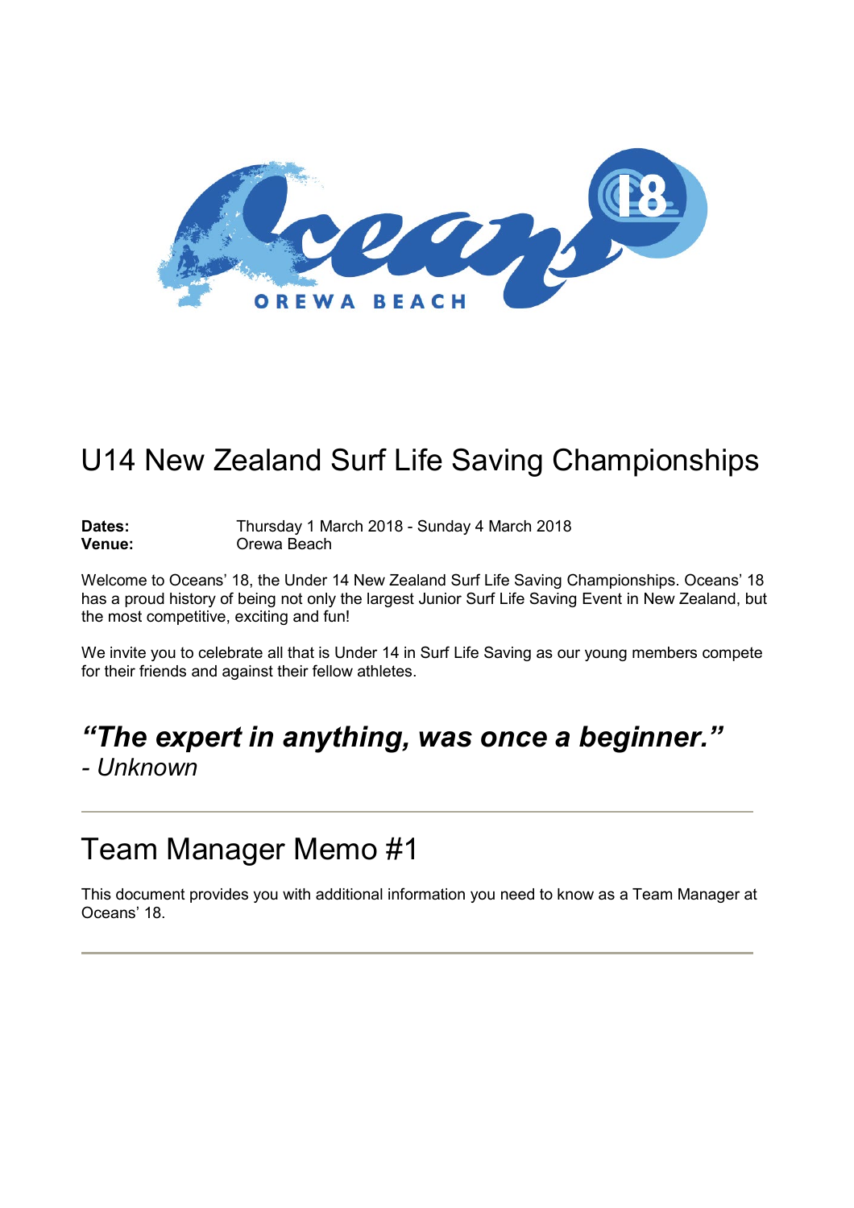# U14 New Zealand Surf Life Saving Championships

**Dates:** Thursday 1 March 2018 - Sunday 4 March 2018
**Venue:** Orewa Beach

Welcome to Oceans' 18, the Under 14 New Zealand Surf Life Saving Championships. Oceans' 18 has a proud history of being not only the largest Junior Surf Life Saving Event in New Zealand, but the most competitive, exciting and fun!

We invite you to celebrate all that is Under 14 in Surf Life Saving as our young members compete for their friends and against their fellow athletes.

## *"The expert in anything, was once a beginner."*
*- Unknown*

---

# Team Manager Memo #1

This document provides you with additional information you need to know as a Team Manager at Oceans' 18.

---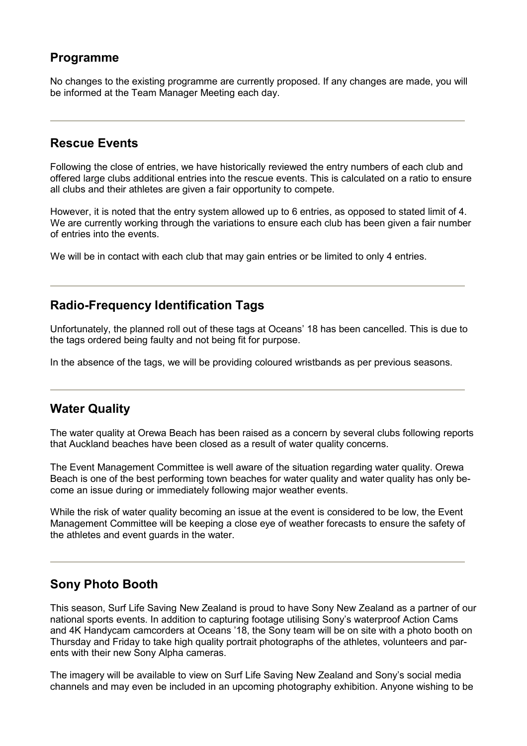## Programme

No changes to the existing programme are currently proposed. If any changes are made, you will be informed at the Team Manager Meeting each day.

---

## Rescue Events

Following the close of entries, we have historically reviewed the entry numbers of each club and offered large clubs additional entries into the rescue events. This is calculated on a ratio to ensure all clubs and their athletes are given a fair opportunity to compete.

However, it is noted that the entry system allowed up to 6 entries, as opposed to stated limit of 4. We are currently working through the variations to ensure each club has been given a fair number of entries into the events.

We will be in contact with each club that may gain entries or be limited to only 4 entries.

---

## Radio-Frequency Identification Tags

Unfortunately, the planned roll out of these tags at Oceans' 18 has been cancelled. This is due to the tags ordered being faulty and not being fit for purpose.

In the absence of the tags, we will be providing coloured wristbands as per previous seasons.

---

## Water Quality

The water quality at Orewa Beach has been raised as a concern by several clubs following reports that Auckland beaches have been closed as a result of water quality concerns.

The Event Management Committee is well aware of the situation regarding water quality. Orewa Beach is one of the best performing town beaches for water quality and water quality has only become an issue during or immediately following major weather events.

While the risk of water quality becoming an issue at the event is considered to be low, the Event Management Committee will be keeping a close eye of weather forecasts to ensure the safety of the athletes and event guards in the water.

---

## Sony Photo Booth

This season, Surf Life Saving New Zealand is proud to have Sony New Zealand as a partner of our national sports events. In addition to capturing footage utilising Sony's waterproof Action Cams and 4K Handycam camcorders at Oceans '18, the Sony team will be on site with a photo booth on Thursday and Friday to take high quality portrait photographs of the athletes, volunteers and parents with their new Sony Alpha cameras.

The imagery will be available to view on Surf Life Saving New Zealand and Sony's social media channels and may even be included in an upcoming photography exhibition. Anyone wishing to be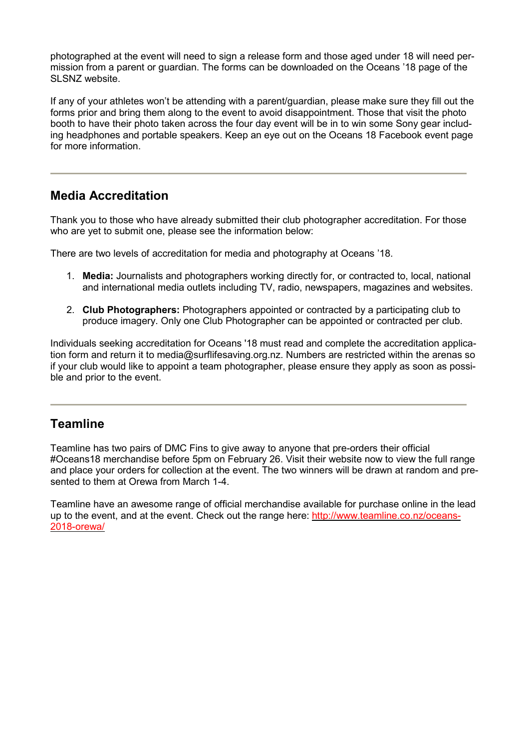photographed at the event will need to sign a release form and those aged under 18 will need permission from a parent or guardian. The forms can be downloaded on the Oceans '18 page of the SLSNZ website.

If any of your athletes won't be attending with a parent/guardian, please make sure they fill out the forms prior and bring them along to the event to avoid disappointment. Those that visit the photo booth to have their photo taken across the four day event will be in to win some Sony gear including headphones and portable speakers. Keep an eye out on the Oceans 18 Facebook event page for more information.

---

## Media Accreditation

Thank you to those who have already submitted their club photographer accreditation. For those who are yet to submit one, please see the information below:

There are two levels of accreditation for media and photography at Oceans '18.

1. **Media:** Journalists and photographers working directly for, or contracted to, local, national and international media outlets including TV, radio, newspapers, magazines and websites.
2. **Club Photographers:** Photographers appointed or contracted by a participating club to produce imagery. Only one Club Photographer can be appointed or contracted per club.

Individuals seeking accreditation for Oceans '18 must read and complete the accreditation application form and return it to media@surflifesaving.org.nz. Numbers are restricted within the arenas so if your club would like to appoint a team photographer, please ensure they apply as soon as possible and prior to the event.

---

## Teamline

Teamline has two pairs of DMC Fins to give away to anyone that pre-orders their official #Oceans18 merchandise before 5pm on February 26. Visit their website now to view the full range and place your orders for collection at the event. The two winners will be drawn at random and presented to them at Orewa from March 1-4.

Teamline have an awesome range of official merchandise available for purchase online in the lead up to the event, and at the event. Check out the range here: [http://www.teamline.co.nz/oceans-2018-orewa/](http://www.teamline.co.nz/oceans-2018-orewa/)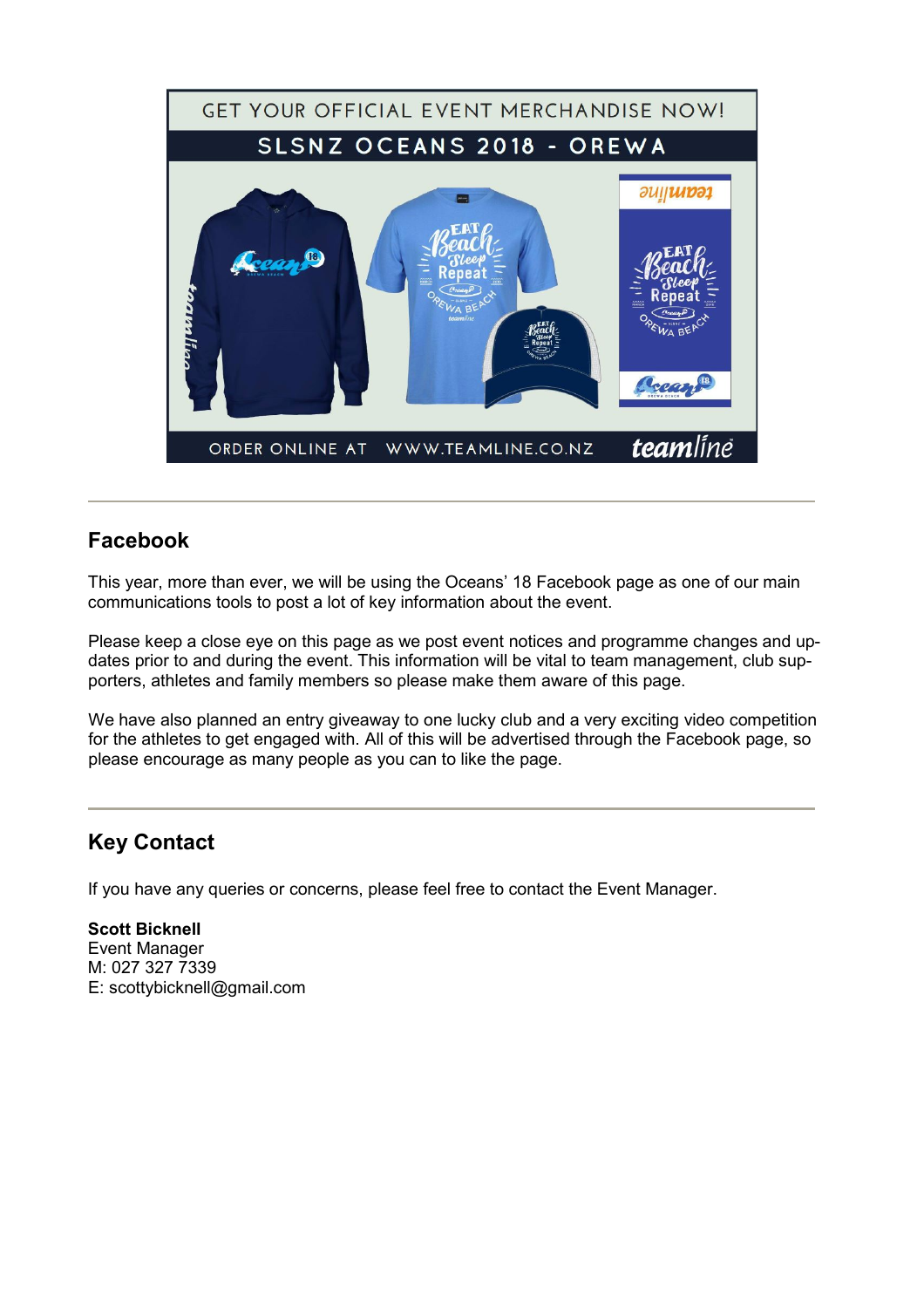GET YOUR OFFICIAL EVENT MERCHANDISE NOW!

SLSNZ OCEANS 2018 - OREWA

ORDER ONLINE AT WWW.TEAMLINE.CO.NZ

---

## Facebook

This year, more than ever, we will be using the Oceans' 18 Facebook page as one of our main communications tools to post a lot of key information about the event.

Please keep a close eye on this page as we post event notices and programme changes and updates prior to and during the event. This information will be vital to team management, club supporters, athletes and family members so please make them aware of this page.

We have also planned an entry giveaway to one lucky club and a very exciting video competition for the athletes to get engaged with. All of this will be advertised through the Facebook page, so please encourage as many people as you can to like the page.

---

## Key Contact

If you have any queries or concerns, please feel free to contact the Event Manager.

**Scott Bicknell**
Event Manager
M: 027 327 7339
E: scottybicknell@gmail.com